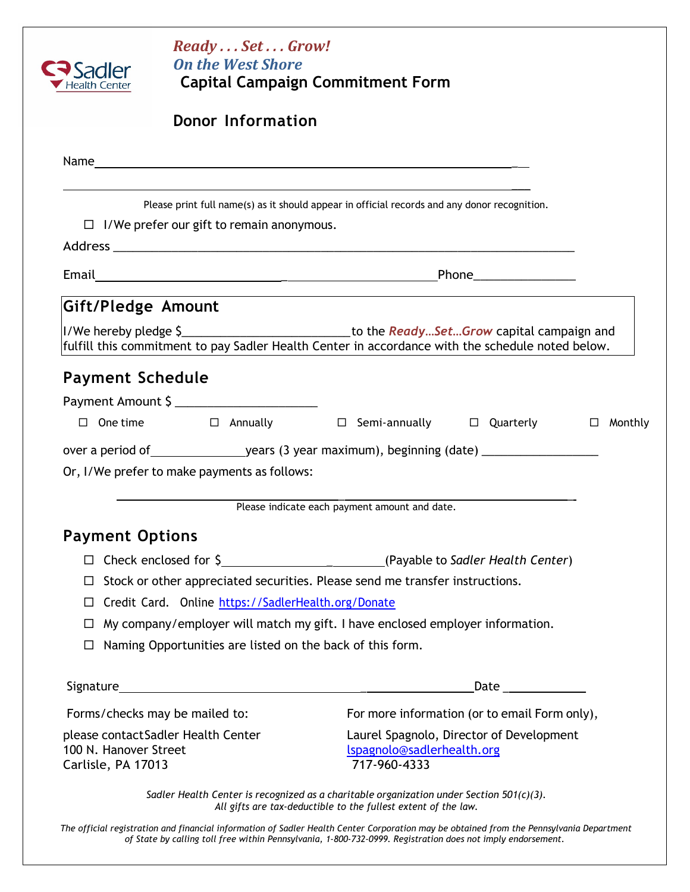Sadler Health Center

*Ready . . . Set . . . Grow!*
*On the West Shore*

# Capital Campaign Commitment Form

## Donor Information

Name______________________________________________________________

__________________________________________________________________

Please print full name(s) as it should appear in official records and any donor recognition.

☐ I/We prefer our gift to remain anonymous.

Address __________________________________________________________

Email_________________________________________ Phone_______________

## Gift/Pledge Amount

I/We hereby pledge $_________________________ to the ***Ready…Set…Grow*** capital campaign and fulfill this commitment to pay Sadler Health Center in accordance with the schedule noted below.

## Payment Schedule

Payment Amount $ _____________________

☐ One time ☐ Annually ☐ Semi-annually ☐ Quarterly ☐ Monthly

over a period of______________ years (3 year maximum), beginning (date) _________________

Or, I/We prefer to make payments as follows:

__________________________________________________________________

Please indicate each payment amount and date.

## Payment Options

☐ Check enclosed for $__________________________ (Payable to *Sadler Health Center*)

☐ Stock or other appreciated securities. Please send me transfer instructions.

☐ Credit Card. Online https://SadlerHealth.org/Donate

☐ My company/employer will match my gift. I have enclosed employer information.

☐ Naming Opportunities are listed on the back of this form.

Signature_________________________________________________ Date ____________

Forms/checks may be mailed to:

please contact Sadler Health Center
100 N. Hanover Street
Carlisle, PA 17013

For more information (or to email Form only),

Laurel Spagnolo, Director of Development
lspagnolo@sadlerhealth.org
717-960-4333

*Sadler Health Center is recognized as a charitable organization under Section 501(c)(3).*
*All gifts are tax-deductible to the fullest extent of the law.*

*The official registration and financial information of Sadler Health Center Corporation may be obtained from the Pennsylvania Department of State by calling toll free within Pennsylvania, 1-800-732-0999. Registration does not imply endorsement.*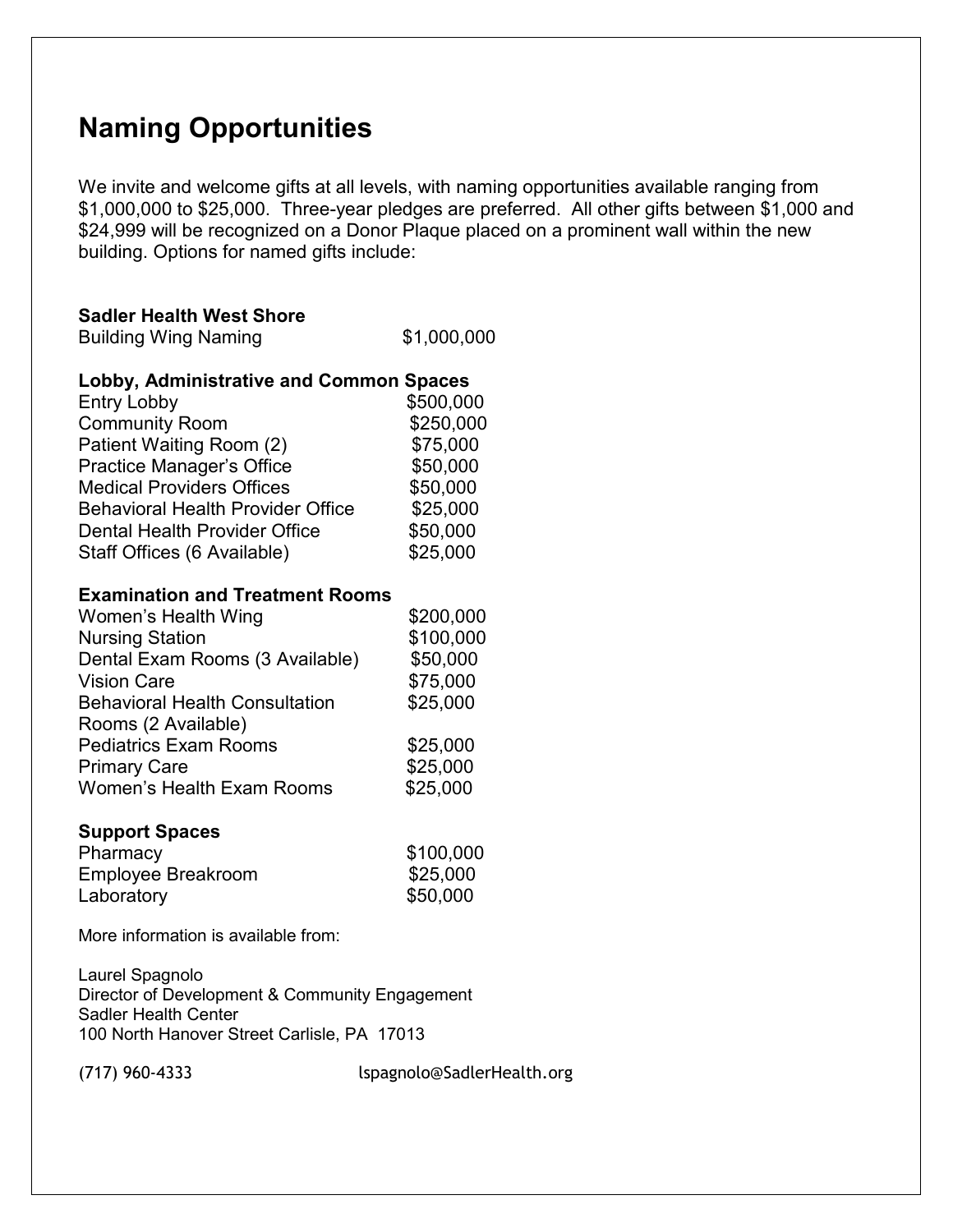# Naming Opportunities

We invite and welcome gifts at all levels, with naming opportunities available ranging from $1,000,000 to $25,000. Three-year pledges are preferred. All other gifts between $1,000 and $24,999 will be recognized on a Donor Plaque placed on a prominent wall within the new building. Options for named gifts include:

| | |
|---|---|
| **Sadler Health West Shore** | |
| Building Wing Naming | $1,000,000 |
| **Lobby, Administrative and Common Spaces** | |
| Entry Lobby | $500,000 |
| Community Room | $250,000 |
| Patient Waiting Room (2) | $75,000 |
| Practice Manager's Office | $50,000 |
| Medical Providers Offices | $50,000 |
| Behavioral Health Provider Office | $25,000 |
| Dental Health Provider Office | $50,000 |
| Staff Offices (6 Available) | $25,000 |
| **Examination and Treatment Rooms** | |
| Women's Health Wing | $200,000 |
| Nursing Station | $100,000 |
| Dental Exam Rooms (3 Available) | $50,000 |
| Vision Care | $75,000 |
| Behavioral Health Consultation Rooms (2 Available) | $25,000 |
| Pediatrics Exam Rooms | $25,000 |
| Primary Care | $25,000 |
| Women's Health Exam Rooms | $25,000 |
| **Support Spaces** | |
| Pharmacy | $100,000 |
| Employee Breakroom | $25,000 |
| Laboratory | $50,000 |

More information is available from:

Laurel Spagnolo
Director of Development & Community Engagement
Sadler Health Center
100 North Hanover Street Carlisle, PA 17013

(717) 960-4333 lspagnolo@SadlerHealth.org